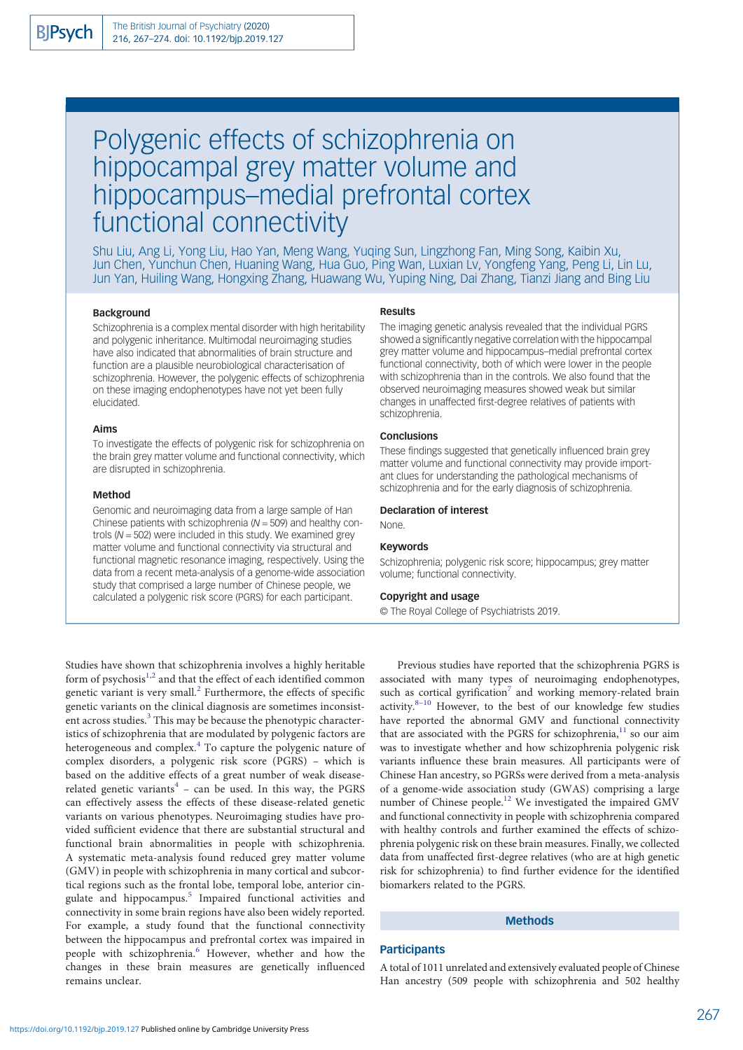# Polygenic effects of schizophrenia on hippocampal grey matter volume and hippocampus–medial prefrontal cortex functional connectivity

Shu Liu, Ang Li, Yong Liu, Hao Yan, Meng Wang, Yuqing Sun, Lingzhong Fan, Ming Song, Kaibin Xu, Jun Chen, Yunchun Chen, Huaning Wang, Hua Guo, Ping Wan, Luxian Lv, Yongfeng Yang, Peng Li, Lin Lu, Jun Yan, Huiling Wang, Hongxing Zhang, Huawang Wu, Yuping Ning, Dai Zhang, Tianzi Jiang and Bing Liu

### Background

Schizophrenia is a complex mental disorder with high heritability and polygenic inheritance. Multimodal neuroimaging studies have also indicated that abnormalities of brain structure and function are a plausible neurobiological characterisation of schizophrenia. However, the polygenic effects of schizophrenia on these imaging endophenotypes have not yet been fully elucidated.

### Aims

To investigate the effects of polygenic risk for schizophrenia on the brain grey matter volume and functional connectivity, which are disrupted in schizophrenia.

### Method

Genomic and neuroimaging data from a large sample of Han Chinese patients with schizophrenia ($N = 509$) and healthy controls ($N = 502$) were included in this study. We examined grey matter volume and functional connectivity via structural and functional magnetic resonance imaging, respectively. Using the data from a recent meta-analysis of a genome-wide association study that comprised a large number of Chinese people, we calculated a polygenic risk score (PGRS) for each participant.

### Results

The imaging genetic analysis revealed that the individual PGRS showed a significantly negative correlation with the hippocampal grey matter volume and hippocampus–medial prefrontal cortex functional connectivity, both of which were lower in the people with schizophrenia than in the controls. We also found that the observed neuroimaging measures showed weak but similar changes in unaffected first-degree relatives of patients with schizophrenia.

### Conclusions

These findings suggested that genetically influenced brain grey matter volume and functional connectivity may provide important clues for understanding the pathological mechanisms of schizophrenia and for the early diagnosis of schizophrenia.

### Declaration of interest

None.

### Keywords

Schizophrenia; polygenic risk score; hippocampus; grey matter volume; functional connectivity.

### Copyright and usage

© The Royal College of Psychiatrists 2019.

Studies have shown that schizophrenia involves a highly heritable form of psychosis[1,2] and that the effect of each identified common genetic variant is very small.[2] Furthermore, the effects of specific genetic variants on the clinical diagnosis are sometimes inconsistent across studies.[3] This may be because the phenotypic characteristics of schizophrenia that are modulated by polygenic factors are heterogeneous and complex.[4] To capture the polygenic nature of complex disorders, a polygenic risk score (PGRS) – which is based on the additive effects of a great number of weak disease-related genetic variants[4] – can be used. In this way, the PGRS can effectively assess the effects of these disease-related genetic variants on various phenotypes. Neuroimaging studies have provided sufficient evidence that there are substantial structural and functional brain abnormalities in people with schizophrenia. A systematic meta-analysis found reduced grey matter volume (GMV) in people with schizophrenia in many cortical and subcortical regions such as the frontal lobe, temporal lobe, anterior cingulate and hippocampus.[5] Impaired functional activities and connectivity in some brain regions have also been widely reported. For example, a study found that the functional connectivity between the hippocampus and prefrontal cortex was impaired in people with schizophrenia.[6] However, whether and how the changes in these brain measures are genetically influenced remains unclear.

Previous studies have reported that the schizophrenia PGRS is associated with many types of neuroimaging endophenotypes, such as cortical gyrification[7] and working memory-related brain activity.[8–10] However, to the best of our knowledge few studies have reported the abnormal GMV and functional connectivity that are associated with the PGRS for schizophrenia,[11] so our aim was to investigate whether and how schizophrenia polygenic risk variants influence these brain measures. All participants were of Chinese Han ancestry, so PGRSs were derived from a meta-analysis of a genome-wide association study (GWAS) comprising a large number of Chinese people.[12] We investigated the impaired GMV and functional connectivity in people with schizophrenia compared with healthy controls and further examined the effects of schizophrenia polygenic risk on these brain measures. Finally, we collected data from unaffected first-degree relatives (who are at high genetic risk for schizophrenia) to find further evidence for the identified biomarkers related to the PGRS.

## Methods

### Participants

A total of 1011 unrelated and extensively evaluated people of Chinese Han ancestry (509 people with schizophrenia and 502 healthy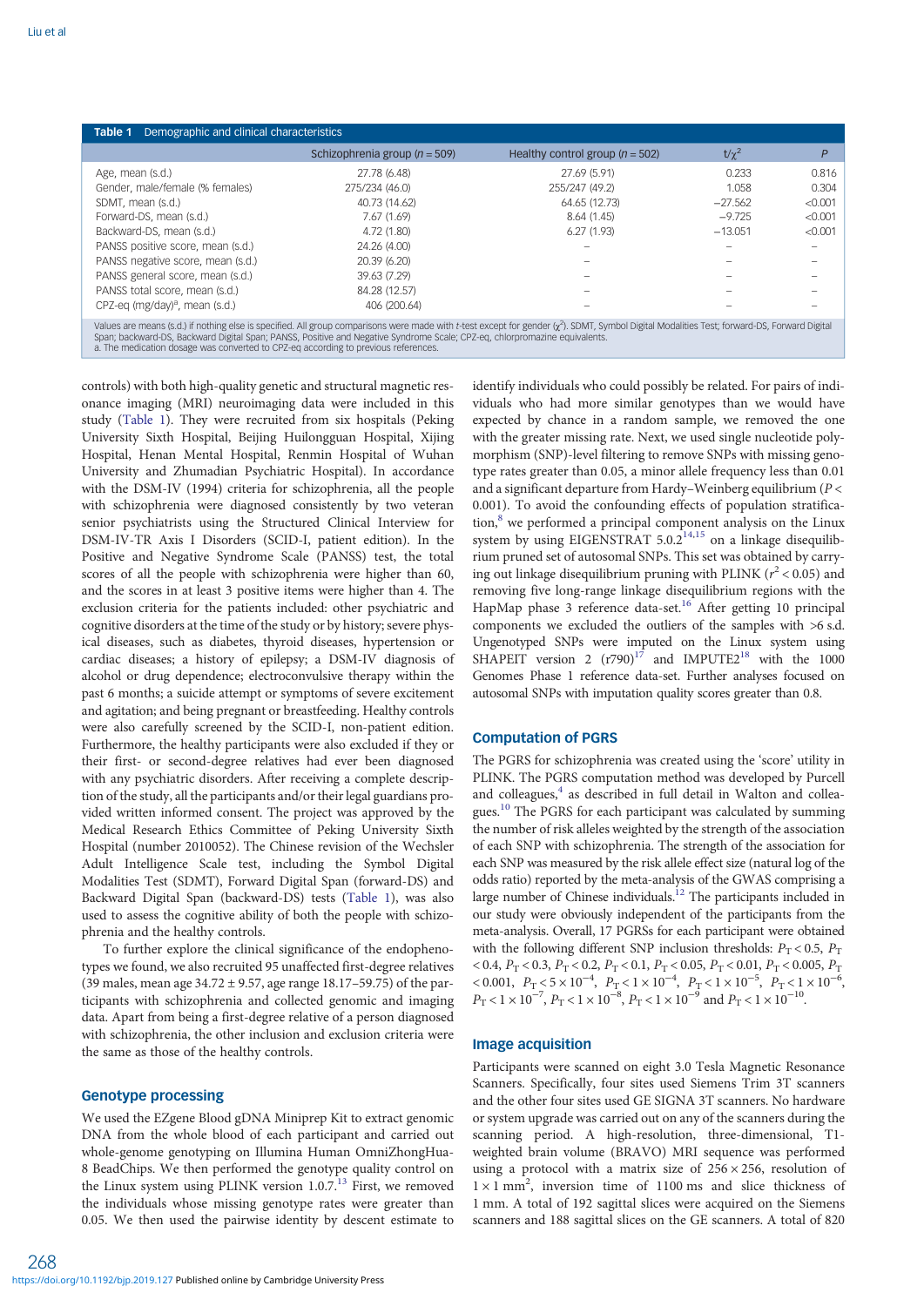**Table 1** Demographic and clinical characteristics

| | Schizophrenia group ($n$ = 509) | Healthy control group ($n$ = 502) | $t/\chi^2$ | $P$ |
|---|---|---|---|---|
| Age, mean (s.d.) | 27.78 (6.48) | 27.69 (5.91) | 0.233 | 0.816 |
| Gender, male/female (% females) | 275/234 (46.0) | 255/247 (49.2) | 1.058 | 0.304 |
| SDMT, mean (s.d.) | 40.73 (14.62) | 64.65 (12.73) | −27.562 | <0.001 |
| Forward-DS, mean (s.d.) | 7.67 (1.69) | 8.64 (1.45) | −9.725 | <0.001 |
| Backward-DS, mean (s.d.) | 4.72 (1.80) | 6.27 (1.93) | −13.051 | <0.001 |
| PANSS positive score, mean (s.d.) | 24.26 (4.00) | – | – | – |
| PANSS negative score, mean (s.d.) | 20.39 (6.20) | – | – | – |
| PANSS general score, mean (s.d.) | 39.63 (7.29) | – | – | – |
| PANSS total score, mean (s.d.) | 84.28 (12.57) | – | – | – |
| CPZ-eq (mg/day)[a], mean (s.d.) | 406 (200.64) | – | – | – |

Values are means (s.d.) if nothing else is specified. All group comparisons were made with $t$-test except for gender ($\chi^2$). SDMT, Symbol Digital Modalities Test; forward-DS, Forward Digital Span; backward-DS, Backward Digital Span; PANSS, Positive and Negative Syndrome Scale; CPZ-eq, chlorpromazine equivalents.
a. The medication dosage was converted to CPZ-eq according to previous references.

controls) with both high-quality genetic and structural magnetic resonance imaging (MRI) neuroimaging data were included in this study (Table 1). They were recruited from six hospitals (Peking University Sixth Hospital, Beijing Huilongguan Hospital, Xijing Hospital, Henan Mental Hospital, Renmin Hospital of Wuhan University and Zhumadian Psychiatric Hospital). In accordance with the DSM-IV (1994) criteria for schizophrenia, all the people with schizophrenia were diagnosed consistently by two veteran senior psychiatrists using the Structured Clinical Interview for DSM-IV-TR Axis I Disorders (SCID-I, patient edition). In the Positive and Negative Syndrome Scale (PANSS) test, the total scores of all the people with schizophrenia were higher than 60, and the scores in at least 3 positive items were higher than 4. The exclusion criteria for the patients included: other psychiatric and cognitive disorders at the time of the study or by history; severe physical diseases, such as diabetes, thyroid diseases, hypertension or cardiac diseases; a history of epilepsy; a DSM-IV diagnosis of alcohol or drug dependence; electroconvulsive therapy within the past 6 months; a suicide attempt or symptoms of severe excitement and agitation; and being pregnant or breastfeeding. Healthy controls were also carefully screened by the SCID-I, non-patient edition. Furthermore, the healthy participants were also excluded if they or their first- or second-degree relatives had ever been diagnosed with any psychiatric disorders. After receiving a complete description of the study, all the participants and/or their legal guardians provided written informed consent. The project was approved by the Medical Research Ethics Committee of Peking University Sixth Hospital (number 2010052). The Chinese revision of the Wechsler Adult Intelligence Scale test, including the Symbol Digital Modalities Test (SDMT), Forward Digital Span (forward-DS) and Backward Digital Span (backward-DS) tests (Table 1), was also used to assess the cognitive ability of both the people with schizophrenia and the healthy controls.

To further explore the clinical significance of the endophenotypes we found, we also recruited 95 unaffected first-degree relatives (39 males, mean age 34.72 ± 9.57, age range 18.17–59.75) of the participants with schizophrenia and collected genomic and imaging data. Apart from being a first-degree relative of a person diagnosed with schizophrenia, the other inclusion and exclusion criteria were the same as those of the healthy controls.

## Genotype processing

We used the EZgene Blood gDNA Miniprep Kit to extract genomic DNA from the whole blood of each participant and carried out whole-genome genotyping on Illumina Human OmniZhongHua-8 BeadChips. We then performed the genotype quality control on the Linux system using PLINK version 1.0.7.[13] First, we removed the individuals whose missing genotype rates were greater than 0.05. We then used the pairwise identity by descent estimate to identify individuals who could possibly be related. For pairs of individuals who had more similar genotypes than we would have expected by chance in a random sample, we removed the one with the greater missing rate. Next, we used single nucleotide polymorphism (SNP)-level filtering to remove SNPs with missing genotype rates greater than 0.05, a minor allele frequency less than 0.01 and a significant departure from Hardy–Weinberg equilibrium ($P$ < 0.001). To avoid the confounding effects of population stratification,[8] we performed a principal component analysis on the Linux system by using EIGENSTRAT 5.0.2[14,15] on a linkage disequilibrium pruned set of autosomal SNPs. This set was obtained by carrying out linkage disequilibrium pruning with PLINK ($r^2$ < 0.05) and removing five long-range linkage disequilibrium regions with the HapMap phase 3 reference data-set.[16] After getting 10 principal components we excluded the outliers of the samples with >6 s.d. Ungenotyped SNPs were imputed on the Linux system using SHAPEIT version 2 (r790)[17] and IMPUTE2[18] with the 1000 Genomes Phase 1 reference data-set. Further analyses focused on autosomal SNPs with imputation quality scores greater than 0.8.

## Computation of PGRS

The PGRS for schizophrenia was created using the 'score' utility in PLINK. The PGRS computation method was developed by Purcell and colleagues,[4] as described in full detail in Walton and colleagues.[10] The PGRS for each participant was calculated by summing the number of risk alleles weighted by the strength of the association of each SNP with schizophrenia. The strength of the association for each SNP was measured by the risk allele effect size (natural log of the odds ratio) reported by the meta-analysis of the GWAS containing a large number of Chinese individuals.[12] The participants included in our study were obviously independent of the participants from the meta-analysis. Overall, 17 PGRSs for each participant were obtained with the following different SNP inclusion thresholds: $P_T < 0.5$, $P_T < 0.4$, $P_T < 0.3$, $P_T < 0.2$, $P_T < 0.1$, $P_T < 0.05$, $P_T < 0.01$, $P_T < 0.005$, $P_T < 0.001$, $P_T < 5 \times 10^{-4}$, $P_T < 1 \times 10^{-4}$, $P_T < 1 \times 10^{-5}$, $P_T < 1 \times 10^{-6}$, $P_T < 1 \times 10^{-7}$, $P_T < 1 \times 10^{-8}$, $P_T < 1 \times 10^{-9}$ and $P_T < 1 \times 10^{-10}$.

## Image acquisition

Participants were scanned on eight 3.0 Tesla Magnetic Resonance Scanners. Specifically, four sites used Siemens Trim 3T scanners and the other four sites used GE SIGNA 3T scanners. No hardware or system upgrade was carried out on any of the scanners during the scanning period. A high-resolution, three-dimensional, T1-weighted brain volume (BRAVO) MRI sequence was performed using a protocol with a matrix size of 256 × 256, resolution of 1 × 1 mm$^2$, inversion time of 1100 ms and slice thickness of 1 mm. A total of 192 sagittal slices were acquired on the Siemens scanners and 188 sagittal slices on the GE scanners. A total of 820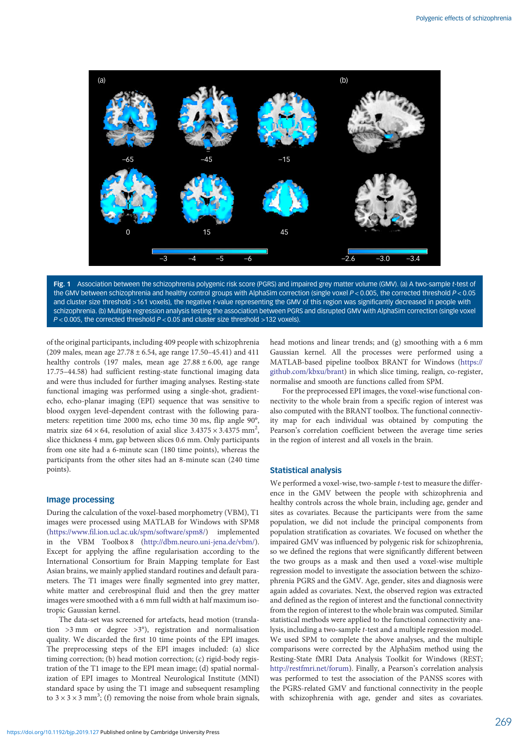(a)

−65 −45 −15

0 15 45

−3 −4 −5 −6

(b)

−2.6 −3.0 −3.4

**Fig. 1** Association between the schizophrenia polygenic risk score (PGRS) and impaired grey matter volume (GMV). (a) A two-sample *t*-test of the GMV between schizophrenia and healthy control groups with AlphaSim correction (single voxel $P < 0.005$, the corrected threshold $P < 0.05$ and cluster size threshold >161 voxels), the negative *t*-value representing the GMV of this region was significantly decreased in people with schizophrenia. (b) Multiple regression analysis testing the association between PGRS and disrupted GMV with AlphaSim correction (single voxel $P < 0.005$, the corrected threshold $P < 0.05$ and cluster size threshold >132 voxels).

of the original participants, including 409 people with schizophrenia (209 males, mean age 27.78 ± 6.54, age range 17.50–45.41) and 411 healthy controls (197 males, mean age 27.88 ± 6.00, age range 17.75–44.58) had sufficient resting-state functional imaging data and were thus included for further imaging analyses. Resting-state functional imaging was performed using a single-shot, gradient-echo, echo-planar imaging (EPI) sequence that was sensitive to blood oxygen level-dependent contrast with the following parameters: repetition time 2000 ms, echo time 30 ms, flip angle 90°, matrix size 64 × 64, resolution of axial slice 3.4375 × 3.4375 mm$^2$, slice thickness 4 mm, gap between slices 0.6 mm. Only participants from one site had a 6-minute scan (180 time points), whereas the participants from the other sites had an 8-minute scan (240 time points).

## Image processing

During the calculation of the voxel-based morphometry (VBM), T1 images were processed using MATLAB for Windows with SPM8 (https://www.fil.ion.ucl.ac.uk/spm/software/spm8/) implemented in the VBM Toolbox 8 (http://dbm.neuro.uni-jena.de/vbm/). Except for applying the affine regularisation according to the International Consortium for Brain Mapping template for East Asian brains, we mainly applied standard routines and default parameters. The T1 images were finally segmented into grey matter, white matter and cerebrospinal fluid and then the grey matter images were smoothed with a 6 mm full width at half maximum isotropic Gaussian kernel.

The data-set was screened for artefacts, head motion (translation >3 mm or degree >3°), registration and normalisation quality. We discarded the first 10 time points of the EPI images. The preprocessing steps of the EPI images included: (a) slice timing correction; (b) head motion correction; (c) rigid-body registration of the T1 image to the EPI mean image; (d) spatial normalization of EPI images to Montreal Neurological Institute (MNI) standard space by using the T1 image and subsequent resampling to 3 × 3 × 3 mm$^3$; (f) removing the noise from whole brain signals, head motions and linear trends; and (g) smoothing with a 6 mm Gaussian kernel. All the processes were performed using a MATLAB-based pipeline toolbox BRANT for Windows (https://github.com/kbxu/brant) in which slice timing, realign, co-register, normalise and smooth are functions called from SPM.

For the preprocessed EPI images, the voxel-wise functional connectivity to the whole brain from a specific region of interest was also computed with the BRANT toolbox. The functional connectivity map for each individual was obtained by computing the Pearson's correlation coefficient between the average time series in the region of interest and all voxels in the brain.

## Statistical analysis

We performed a voxel-wise, two-sample *t*-test to measure the difference in the GMV between the people with schizophrenia and healthy controls across the whole brain, including age, gender and sites as covariates. Because the participants were from the same population, we did not include the principal components from population stratification as covariates. We focused on whether the impaired GMV was influenced by polygenic risk for schizophrenia, so we defined the regions that were significantly different between the two groups as a mask and then used a voxel-wise multiple regression model to investigate the association between the schizophrenia PGRS and the GMV. Age, gender, sites and diagnosis were again added as covariates. Next, the observed region was extracted and defined as the region of interest and the functional connectivity from the region of interest to the whole brain was computed. Similar statistical methods were applied to the functional connectivity analysis, including a two-sample *t*-test and a multiple regression model. We used SPM to complete the above analyses, and the multiple comparisons were corrected by the AlphaSim method using the Resting-State fMRI Data Analysis Toolkit for Windows (REST; http://restfmri.net/forum). Finally, a Pearson's correlation analysis was performed to test the association of the PANSS scores with the PGRS-related GMV and functional connectivity in the people with schizophrenia with age, gender and sites as covariates.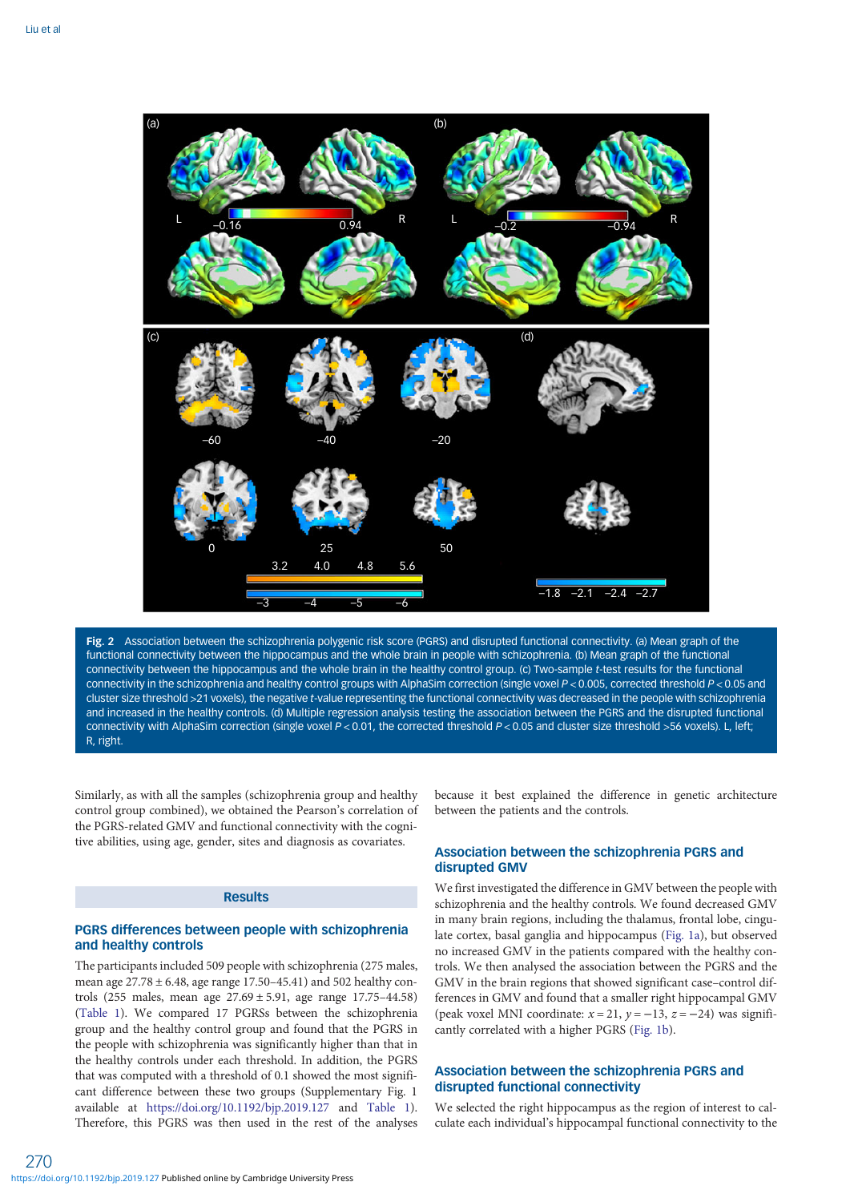Fig. 2 Association between the schizophrenia polygenic risk score (PGRS) and disrupted functional connectivity. (a) Mean graph of the functional connectivity between the hippocampus and the whole brain in people with schizophrenia. (b) Mean graph of the functional connectivity between the hippocampus and the whole brain in the healthy control group. (c) Two-sample *t*-test results for the functional connectivity in the schizophrenia and healthy control groups with AlphaSim correction (single voxel $P < 0.005$, corrected threshold $P < 0.05$ and cluster size threshold >21 voxels), the negative *t*-value representing the functional connectivity was decreased in the people with schizophrenia and increased in the healthy controls. (d) Multiple regression analysis testing the association between the PGRS and the disrupted functional connectivity with AlphaSim correction (single voxel $P < 0.01$, the corrected threshold $P < 0.05$ and cluster size threshold >56 voxels). L, left; R, right.

Similarly, as with all the samples (schizophrenia group and healthy control group combined), we obtained the Pearson's correlation of the PGRS-related GMV and functional connectivity with the cognitive abilities, using age, gender, sites and diagnosis as covariates.

## Results

### PGRS differences between people with schizophrenia and healthy controls

The participants included 509 people with schizophrenia (275 males, mean age 27.78 ± 6.48, age range 17.50–45.41) and 502 healthy controls (255 males, mean age 27.69 ± 5.91, age range 17.75–44.58) (Table 1). We compared 17 PGRSs between the schizophrenia group and the healthy control group and found that the PGRS in the people with schizophrenia was significantly higher than that in the healthy controls under each threshold. In addition, the PGRS that was computed with a threshold of 0.1 showed the most significant difference between these two groups (Supplementary Fig. 1 available at https://doi.org/10.1192/bjp.2019.127 and Table 1). Therefore, this PGRS was then used in the rest of the analyses because it best explained the difference in genetic architecture between the patients and the controls.

### Association between the schizophrenia PGRS and disrupted GMV

We first investigated the difference in GMV between the people with schizophrenia and the healthy controls. We found decreased GMV in many brain regions, including the thalamus, frontal lobe, cingulate cortex, basal ganglia and hippocampus (Fig. 1a), but observed no increased GMV in the patients compared with the healthy controls. We then analysed the association between the PGRS and the GMV in the brain regions that showed significant case–control differences in GMV and found that a smaller right hippocampal GMV (peak voxel MNI coordinate: $x = 21$, $y = -13$, $z = -24$) was significantly correlated with a higher PGRS (Fig. 1b).

### Association between the schizophrenia PGRS and disrupted functional connectivity

We selected the right hippocampus as the region of interest to calculate each individual's hippocampal functional connectivity to the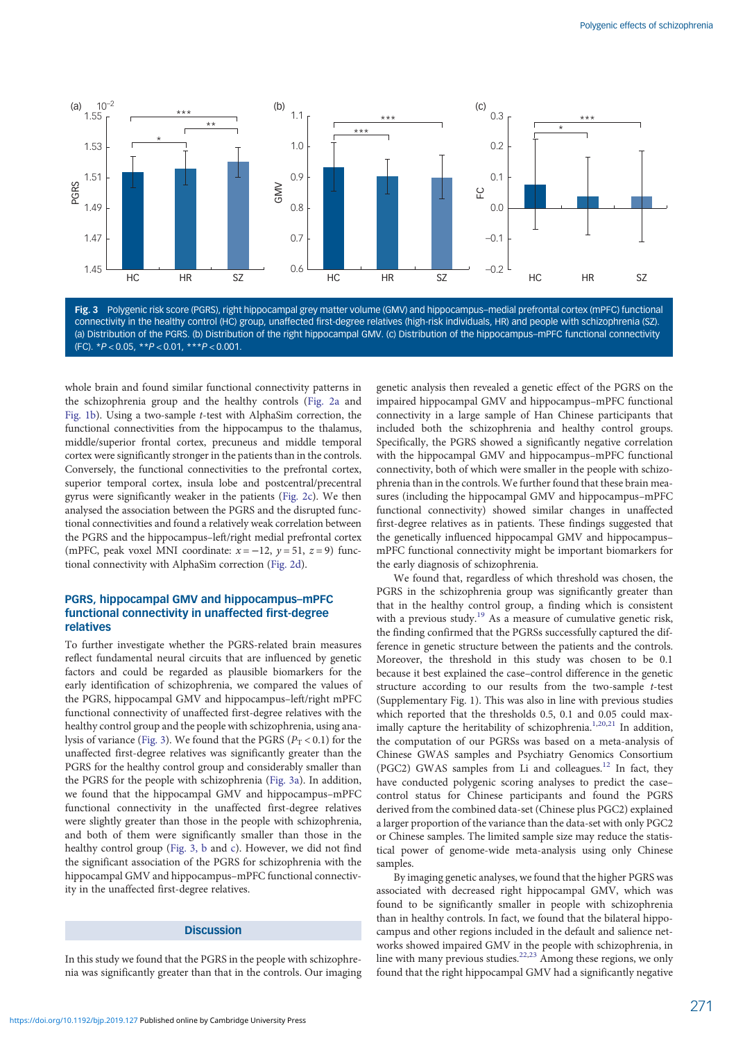(a) $10^{-2}$
1.55
1.53
1.51
1.49
1.47
1.45
PGRS
HC HR SZ
\*\*\*
\*\*
\*

(b)
1.1
1.0
0.9
0.8
0.7
0.6
GMV
HC HR SZ
\*\*\*
\*\*\*

(c)
0.3
0.2
0.1
0.0
−0.1
−0.2
FC
HC HR SZ
\*\*\*
\*

**Fig. 3** Polygenic risk score (PGRS), right hippocampal grey matter volume (GMV) and hippocampus–medial prefrontal cortex (mPFC) functional connectivity in the healthy control (HC) group, unaffected first-degree relatives (high-risk individuals, HR) and people with schizophrenia (SZ). (a) Distribution of the PGRS. (b) Distribution of the right hippocampal GMV. (c) Distribution of the hippocampus–mPFC functional connectivity (FC). \*$P<0.05$, \*\*$P<0.01$, \*\*\*$P<0.001$.

whole brain and found similar functional connectivity patterns in the schizophrenia group and the healthy controls (Fig. 2a and Fig. 1b). Using a two-sample *t*-test with AlphaSim correction, the functional connectivities from the hippocampus to the thalamus, middle/superior frontal cortex, precuneus and middle temporal cortex were significantly stronger in the patients than in the controls. Conversely, the functional connectivities to the prefrontal cortex, superior temporal cortex, insula lobe and postcentral/precentral gyrus were significantly weaker in the patients (Fig. 2c). We then analysed the association between the PGRS and the disrupted functional connectivities and found a relatively weak correlation between the PGRS and the hippocampus–left/right medial prefrontal cortex (mPFC, peak voxel MNI coordinate: $x=-12$, $y=51$, $z=9$) functional connectivity with AlphaSim correction (Fig. 2d).

### PGRS, hippocampal GMV and hippocampus–mPFC functional connectivity in unaffected first-degree relatives

To further investigate whether the PGRS-related brain measures reflect fundamental neural circuits that are influenced by genetic factors and could be regarded as plausible biomarkers for the early identification of schizophrenia, we compared the values of the PGRS, hippocampal GMV and hippocampus–left/right mPFC functional connectivity of unaffected first-degree relatives with the healthy control group and the people with schizophrenia, using analysis of variance (Fig. 3). We found that the PGRS ($P_T<0.1$) for the unaffected first-degree relatives was significantly greater than the PGRS for the healthy control group and considerably smaller than the PGRS for the people with schizophrenia (Fig. 3a). In addition, we found that the hippocampal GMV and hippocampus–mPFC functional connectivity in the unaffected first-degree relatives were slightly greater than those in the people with schizophrenia, and both of them were significantly smaller than those in the healthy control group (Fig. 3, b and c). However, we did not find the significant association of the PGRS for schizophrenia with the hippocampal GMV and hippocampus–mPFC functional connectivity in the unaffected first-degree relatives.

## Discussion

In this study we found that the PGRS in the people with schizophrenia was significantly greater than that in the controls. Our imaging genetic analysis then revealed a genetic effect of the PGRS on the impaired hippocampal GMV and hippocampus–mPFC functional connectivity in a large sample of Han Chinese participants that included both the schizophrenia and healthy control groups. Specifically, the PGRS showed a significantly negative correlation with the hippocampal GMV and hippocampus–mPFC functional connectivity, both of which were smaller in the people with schizophrenia than in the controls. We further found that these brain measures (including the hippocampal GMV and hippocampus–mPFC functional connectivity) showed similar changes in unaffected first-degree relatives as in patients. These findings suggested that the genetically influenced hippocampal GMV and hippocampus–mPFC functional connectivity might be important biomarkers for the early diagnosis of schizophrenia.

We found that, regardless of which threshold was chosen, the PGRS in the schizophrenia group was significantly greater than that in the healthy control group, a finding which is consistent with a previous study.[19] As a measure of cumulative genetic risk, the finding confirmed that the PGRSs successfully captured the difference in genetic structure between the patients and the controls. Moreover, the threshold in this study was chosen to be 0.1 because it best explained the case–control difference in the genetic structure according to our results from the two-sample *t*-test (Supplementary Fig. 1). This was also in line with previous studies which reported that the thresholds 0.5, 0.1 and 0.05 could maximally capture the heritability of schizophrenia.[1,20,21] In addition, the computation of our PGRSs was based on a meta-analysis of Chinese GWAS samples and Psychiatry Genomics Consortium (PGC2) GWAS samples from Li and colleagues.[12] In fact, they have conducted polygenic scoring analyses to predict the case–control status for Chinese participants and found the PGRS derived from the combined data-set (Chinese plus PGC2) explained a larger proportion of the variance than the data-set with only PGC2 or Chinese samples. The limited sample size may reduce the statistical power of genome-wide meta-analysis using only Chinese samples.

By imaging genetic analyses, we found that the higher PGRS was associated with decreased right hippocampal GMV, which was found to be significantly smaller in people with schizophrenia than in healthy controls. In fact, we found that the bilateral hippocampus and other regions included in the default and salience networks showed impaired GMV in the people with schizophrenia, in line with many previous studies.[22,23] Among these regions, we only found that the right hippocampal GMV had a significantly negative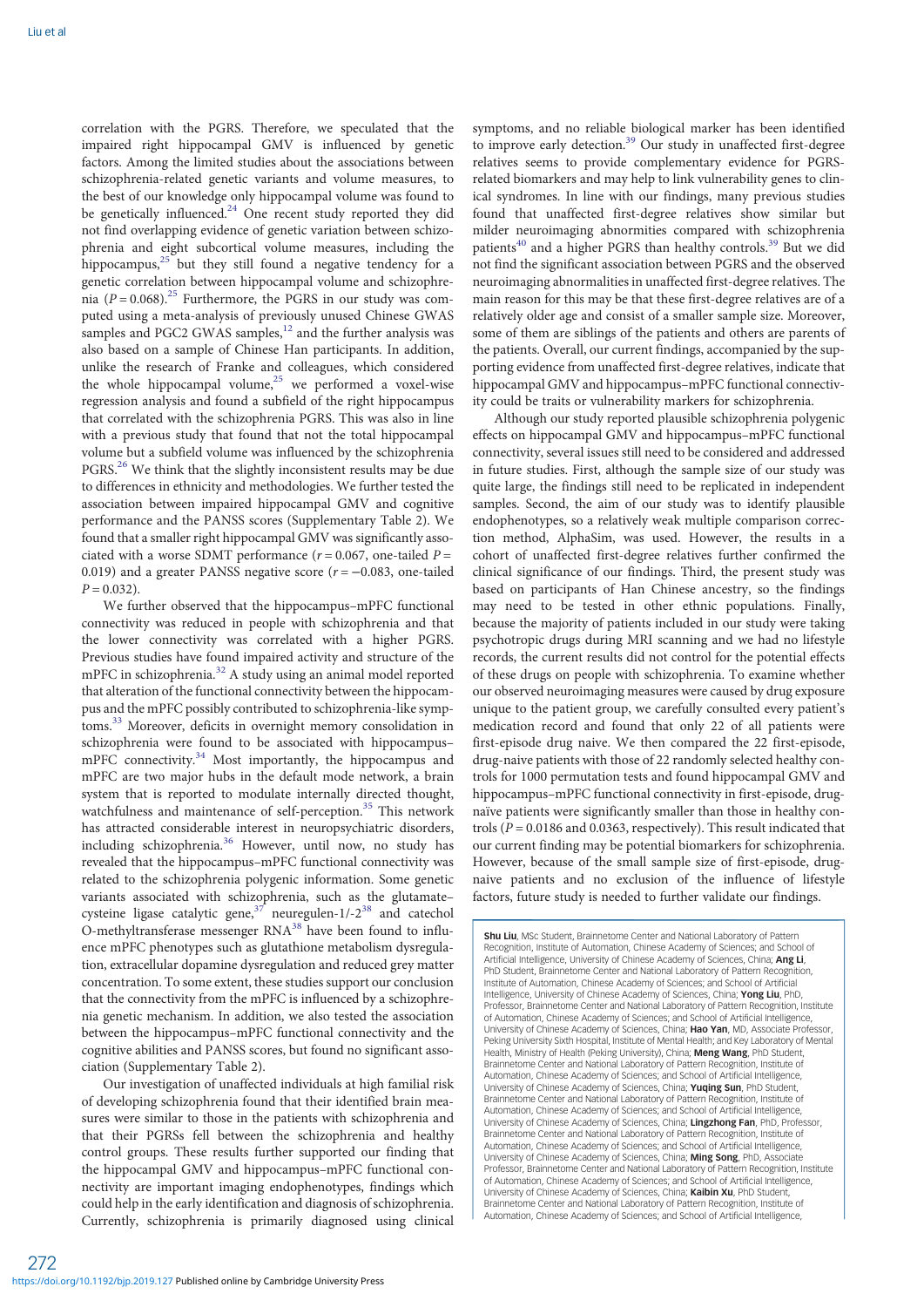correlation with the PGRS. Therefore, we speculated that the impaired right hippocampal GMV is influenced by genetic factors. Among the limited studies about the associations between schizophrenia-related genetic variants and volume measures, to the best of our knowledge only hippocampal volume was found to be genetically influenced.[24] One recent study reported they did not find overlapping evidence of genetic variation between schizophrenia and eight subcortical volume measures, including the hippocampus,[25] but they still found a negative tendency for a genetic correlation between hippocampal volume and schizophrenia ($P = 0.068$).[25] Furthermore, the PGRS in our study was computed using a meta-analysis of previously unused Chinese GWAS samples and PGC2 GWAS samples,[12] and the further analysis was also based on a sample of Chinese Han participants. In addition, unlike the research of Franke and colleagues, which considered the whole hippocampal volume,[25] we performed a voxel-wise regression analysis and found a subfield of the right hippocampus that correlated with the schizophrenia PGRS. This was also in line with a previous study that found that not the total hippocampal volume but a subfield volume was influenced by the schizophrenia PGRS.[26] We think that the slightly inconsistent results may be due to differences in ethnicity and methodologies. We further tested the association between impaired hippocampal GMV and cognitive performance and the PANSS scores (Supplementary Table 2). We found that a smaller right hippocampal GMV was significantly associated with a worse SDMT performance ($r = 0.067$, one-tailed $P = 0.019$) and a greater PANSS negative score ($r = -0.083$, one-tailed $P = 0.032$).

We further observed that the hippocampus–mPFC functional connectivity was reduced in people with schizophrenia and that the lower connectivity was correlated with a higher PGRS. Previous studies have found impaired activity and structure of the mPFC in schizophrenia.[32] A study using an animal model reported that alteration of the functional connectivity between the hippocampus and the mPFC possibly contributed to schizophrenia-like symptoms.[33] Moreover, deficits in overnight memory consolidation in schizophrenia were found to be associated with hippocampus–mPFC connectivity.[34] Most importantly, the hippocampus and mPFC are two major hubs in the default mode network, a brain system that is reported to modulate internally directed thought, watchfulness and maintenance of self-perception.[35] This network has attracted considerable interest in neuropsychiatric disorders, including schizophrenia.[36] However, until now, no study has revealed that the hippocampus–mPFC functional connectivity was related to the schizophrenia polygenic information. Some genetic variants associated with schizophrenia, such as the glutamate–cysteine ligase catalytic gene,[37] neuregulen-1/-2[38] and catechol O-methyltransferase messenger RNA[38] have been found to influence mPFC phenotypes such as glutathione metabolism dysregulation, extracellular dopamine dysregulation and reduced grey matter concentration. To some extent, these studies support our conclusion that the connectivity from the mPFC is influenced by a schizophrenia genetic mechanism. In addition, we also tested the association between the hippocampus–mPFC functional connectivity and the cognitive abilities and PANSS scores, but found no significant association (Supplementary Table 2).

Our investigation of unaffected individuals at high familial risk of developing schizophrenia found that their identified brain measures were similar to those in the patients with schizophrenia and that their PGRSs fell between the schizophrenia and healthy control groups. These results further supported our finding that the hippocampal GMV and hippocampus–mPFC functional connectivity are important imaging endophenotypes, findings which could help in the early identification and diagnosis of schizophrenia. Currently, schizophrenia is primarily diagnosed using clinical symptoms, and no reliable biological marker has been identified to improve early detection.[39] Our study in unaffected first-degree relatives seems to provide complementary evidence for PGRS-related biomarkers and may help to link vulnerability genes to clinical syndromes. In line with our findings, many previous studies found that unaffected first-degree relatives show similar but milder neuroimaging abnormities compared with schizophrenia patients[40] and a higher PGRS than healthy controls.[39] But we did not find the significant association between PGRS and the observed neuroimaging abnormalities in unaffected first-degree relatives. The main reason for this may be that these first-degree relatives are of a relatively older age and consist of a smaller sample size. Moreover, some of them are siblings of the patients and others are parents of the patients. Overall, our current findings, accompanied by the supporting evidence from unaffected first-degree relatives, indicate that hippocampal GMV and hippocampus–mPFC functional connectivity could be traits or vulnerability markers for schizophrenia.

Although our study reported plausible schizophrenia polygenic effects on hippocampal GMV and hippocampus–mPFC functional connectivity, several issues still need to be considered and addressed in future studies. First, although the sample size of our study was quite large, the findings still need to be replicated in independent samples. Second, the aim of our study was to identify plausible endophenotypes, so a relatively weak multiple comparison correction method, AlphaSim, was used. However, the results in a cohort of unaffected first-degree relatives further confirmed the clinical significance of our findings. Third, the present study was based on participants of Han Chinese ancestry, so the findings may need to be tested in other ethnic populations. Finally, because the majority of patients included in our study were taking psychotropic drugs during MRI scanning and we had no lifestyle records, the current results did not control for the potential effects of these drugs on people with schizophrenia. To examine whether our observed neuroimaging measures were caused by drug exposure unique to the patient group, we carefully consulted every patient's medication record and found that only 22 of all patients were first-episode drug naive. We then compared the 22 first-episode, drug-naive patients with those of 22 randomly selected healthy controls for 1000 permutation tests and found hippocampal GMV and hippocampus–mPFC functional connectivity in first-episode, drug-naïve patients were significantly smaller than those in healthy controls ($P = 0.0186$ and $0.0363$, respectively). This result indicated that our current finding may be potential biomarkers for schizophrenia. However, because of the small sample size of first-episode, drug-naive patients and no exclusion of the influence of lifestyle factors, future study is needed to further validate our findings.

**Shu Liu**, MSc Student, Brainnetome Center and National Laboratory of Pattern Recognition, Institute of Automation, Chinese Academy of Sciences; and School of Artificial Intelligence, University of Chinese Academy of Sciences, China; **Ang Li**, PhD Student, Brainnetome Center and National Laboratory of Pattern Recognition, Institute of Automation, Chinese Academy of Sciences; and School of Artificial Intelligence, University of Chinese Academy of Sciences, China; **Yong Liu**, PhD, Professor, Brainnetome Center and National Laboratory of Pattern Recognition, Institute of Automation, Chinese Academy of Sciences; and School of Artificial Intelligence, University of Chinese Academy of Sciences, China; **Hao Yan**, MD, Associate Professor, Peking University Sixth Hospital, Institute of Mental Health; and Key Laboratory of Mental Health, Ministry of Health (Peking University), China; **Meng Wang**, PhD Student, Brainnetome Center and National Laboratory of Pattern Recognition, Institute of Automation, Chinese Academy of Sciences; and School of Artificial Intelligence, University of Chinese Academy of Sciences, China; **Yuqing Sun**, PhD Student, Brainnetome Center and National Laboratory of Pattern Recognition, Institute of Automation, Chinese Academy of Sciences; and School of Artificial Intelligence, University of Chinese Academy of Sciences, China; **Lingzhong Fan**, PhD, Professor, Brainnetome Center and National Laboratory of Pattern Recognition, Institute of Automation, Chinese Academy of Sciences; and School of Artificial Intelligence, University of Chinese Academy of Sciences, China; **Ming Song**, PhD, Associate Professor, Brainnetome Center and National Laboratory of Pattern Recognition, Institute of Automation, Chinese Academy of Sciences; and School of Artificial Intelligence, University of Chinese Academy of Sciences, China; **Kaibin Xu**, PhD Student, Brainnetome Center and National Laboratory of Pattern Recognition, Institute of Automation, Chinese Academy of Sciences; and School of Artificial Intelligence,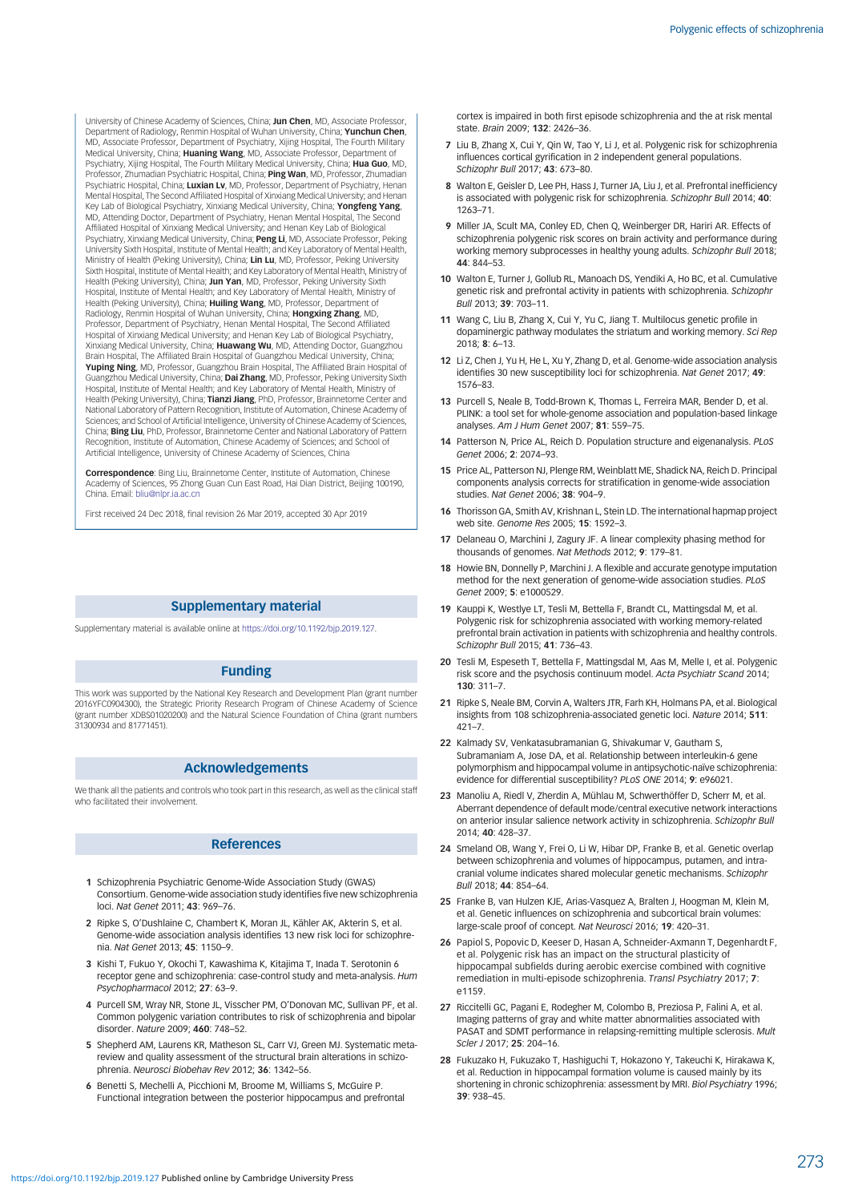University of Chinese Academy of Sciences, China; **Jun Chen**, MD, Associate Professor, Department of Radiology, Renmin Hospital of Wuhan University, China; **Yunchun Chen**, MD, Associate Professor, Department of Psychiatry, Xijing Hospital, The Fourth Military Medical University, China; **Huaning Wang**, MD, Associate Professor, Department of Psychiatry, Xijing Hospital, The Fourth Military Medical University, China; **Hua Guo**, MD, Professor, Zhumadian Psychiatric Hospital, China; **Ping Wan**, MD, Professor, Zhumadian Psychiatric Hospital, China; **Luxian Lv**, MD, Professor, Department of Psychiatry, Henan Mental Hospital, The Second Affiliated Hospital of Xinxiang Medical University; and Henan Key Lab of Biological Psychiatry, Xinxiang Medical University, China; **Yongfeng Yang**, MD, Attending Doctor, Department of Psychiatry, Henan Mental Hospital, The Second Affiliated Hospital of Xinxiang Medical University; and Henan Key Lab of Biological Psychiatry, Xinxiang Medical University, China; **Peng Li**, MD, Associate Professor, Peking University Sixth Hospital, Institute of Mental Health; and Key Laboratory of Mental Health, Ministry of Health (Peking University), China; **Lin Lu**, MD, Professor, Peking University Sixth Hospital, Institute of Mental Health; and Key Laboratory of Mental Health, Ministry of Health (Peking University), China; **Jun Yan**, MD, Professor, Peking University Sixth Hospital, Institute of Mental Health; and Key Laboratory of Mental Health, Ministry of Health (Peking University), China; **Huiling Wang**, MD, Professor, Department of Radiology, Renmin Hospital of Wuhan University, China; **Hongxing Zhang**, MD, Professor, Department of Psychiatry, Henan Mental Hospital, The Second Affiliated Hospital of Xinxiang Medical University; and Henan Key Lab of Biological Psychiatry, Xinxiang Medical University, China; **Huawang Wu**, MD, Attending Doctor, Guangzhou Brain Hospital, The Affiliated Brain Hospital of Guangzhou Medical University, China; **Yuping Ning**, MD, Professor, Guangzhou Brain Hospital, The Affiliated Brain Hospital of Guangzhou Medical University, China; **Dai Zhang**, MD, Professor, Peking University Sixth Hospital, Institute of Mental Health; and Key Laboratory of Mental Health, Ministry of Health (Peking University), China; **Tianzi Jiang**, PhD, Professor, Brainnetome Center and National Laboratory of Pattern Recognition, Institute of Automation, Chinese Academy of Sciences; and School of Artificial Intelligence, University of Chinese Academy of Sciences, China; **Bing Liu**, PhD, Professor, Brainnetome Center and National Laboratory of Pattern Recognition, Institute of Automation, Chinese Academy of Sciences; and School of Artificial Intelligence, University of Chinese Academy of Sciences, China

**Correspondence**: Bing Liu, Brainnetome Center, Institute of Automation, Chinese Academy of Sciences, 95 Zhong Guan Cun East Road, Hai Dian District, Beijing 100190, China. Email: bliu@nlpr.ia.ac.cn

First received 24 Dec 2018, final revision 26 Mar 2019, accepted 30 Apr 2019

## Supplementary material

Supplementary material is available online at https://doi.org/10.1192/bjp.2019.127.

## Funding

This work was supported by the National Key Research and Development Plan (grant number 2016YFC0904300), the Strategic Priority Research Program of Chinese Academy of Science (grant number XDBS01020200) and the Natural Science Foundation of China (grant numbers 31300934 and 81771451).

## Acknowledgements

We thank all the patients and controls who took part in this research, as well as the clinical staff who facilitated their involvement.

## References

1. Schizophrenia Psychiatric Genome-Wide Association Study (GWAS) Consortium. Genome-wide association study identifies five new schizophrenia loci. *Nat Genet* 2011; **43**: 969–76.
2. Ripke S, O'Dushlaine C, Chambert K, Moran JL, Kähler AK, Akterin S, et al. Genome-wide association analysis identifies 13 new risk loci for schizophrenia. *Nat Genet* 2013; **45**: 1150–9.
3. Kishi T, Fukuo Y, Okochi T, Kawashima K, Kitajima T, Inada T. Serotonin 6 receptor gene and schizophrenia: case-control study and meta-analysis. *Hum Psychopharmacol* 2012; **27**: 63–9.
4. Purcell SM, Wray NR, Stone JL, Visscher PM, O'Donovan MC, Sullivan PF, et al. Common polygenic variation contributes to risk of schizophrenia and bipolar disorder. *Nature* 2009; **460**: 748–52.
5. Shepherd AM, Laurens KR, Matheson SL, Carr VJ, Green MJ. Systematic meta-review and quality assessment of the structural brain alterations in schizophrenia. *Neurosci Biobehav Rev* 2012; **36**: 1342–56.
6. Benetti S, Mechelli A, Picchioni M, Broome M, Williams S, McGuire P. Functional integration between the posterior hippocampus and prefrontal cortex is impaired in both first episode schizophrenia and the at risk mental state. *Brain* 2009; **132**: 2426–36.
7. Liu B, Zhang X, Cui Y, Qin W, Tao Y, Li J, et al. Polygenic risk for schizophrenia influences cortical gyrification in 2 independent general populations. *Schizophr Bull* 2017; **43**: 673–80.
8. Walton E, Geisler D, Lee PH, Hass J, Turner JA, Liu J, et al. Prefrontal inefficiency is associated with polygenic risk for schizophrenia. *Schizophr Bull* 2014; **40**: 1263–71.
9. Miller JA, Scult MA, Conley ED, Chen Q, Weinberger DR, Hariri AR. Effects of schizophrenia polygenic risk scores on brain activity and performance during working memory subprocesses in healthy young adults. *Schizophr Bull* 2018; **44**: 844–53.
10. Walton E, Turner J, Gollub RL, Manoach DS, Yendiki A, Ho BC, et al. Cumulative genetic risk and prefrontal activity in patients with schizophrenia. *Schizophr Bull* 2013; **39**: 703–11.
11. Wang C, Liu B, Zhang X, Cui Y, Yu C, Jiang T. Multilocus genetic profile in dopaminergic pathway modulates the striatum and working memory. *Sci Rep* 2018; **8**: 6–13.
12. Li Z, Chen J, Yu H, He L, Xu Y, Zhang D, et al. Genome-wide association analysis identifies 30 new susceptibility loci for schizophrenia. *Nat Genet* 2017; **49**: 1576–83.
13. Purcell S, Neale B, Todd-Brown K, Thomas L, Ferreira MAR, Bender D, et al. PLINK: a tool set for whole-genome association and population-based linkage analyses. *Am J Hum Genet* 2007; **81**: 559–75.
14. Patterson N, Price AL, Reich D. Population structure and eigenanalysis. *PLoS Genet* 2006; **2**: 2074–93.
15. Price AL, Patterson NJ, Plenge RM, Weinblatt ME, Shadick NA, Reich D. Principal components analysis corrects for stratification in genome-wide association studies. *Nat Genet* 2006; **38**: 904–9.
16. Thorisson GA, Smith AV, Krishnan L, Stein LD. The international hapmap project web site. *Genome Res* 2005; **15**: 1592–3.
17. Delaneau O, Marchini J, Zagury JF. A linear complexity phasing method for thousands of genomes. *Nat Methods* 2012; **9**: 179–81.
18. Howie BN, Donnelly P, Marchini J. A flexible and accurate genotype imputation method for the next generation of genome-wide association studies. *PLoS Genet* 2009; **5**: e1000529.
19. Kauppi K, Westlye LT, Tesli M, Bettella F, Brandt CL, Mattingsdal M, et al. Polygenic risk for schizophrenia associated with working memory-related prefrontal brain activation in patients with schizophrenia and healthy controls. *Schizophr Bull* 2015; **41**: 736–43.
20. Tesli M, Espeseth T, Bettella F, Mattingsdal M, Aas M, Melle I, et al. Polygenic risk score and the psychosis continuum model. *Acta Psychiatr Scand* 2014; **130**: 311–7.
21. Ripke S, Neale BM, Corvin A, Walters JTR, Farh KH, Holmans PA, et al. Biological insights from 108 schizophrenia-associated genetic loci. *Nature* 2014; **511**: 421–7.
22. Kalmady SV, Venkatasubramanian G, Shivakumar V, Gautham S, Subramaniam A, Jose DA, et al. Relationship between interleukin-6 gene polymorphism and hippocampal volume in antipsychotic-naïve schizophrenia: evidence for differential susceptibility? *PLoS ONE* 2014; **9**: e96021.
23. Manoliu A, Riedl V, Zherdin A, Mühlau M, Schwerthöffer D, Scherr M, et al. Aberrant dependence of default mode/central executive network interactions on anterior insular salience network activity in schizophrenia. *Schizophr Bull* 2014; **40**: 428–37.
24. Smeland OB, Wang Y, Frei O, Li W, Hibar DP, Franke B, et al. Genetic overlap between schizophrenia and volumes of hippocampus, putamen, and intracranial volume indicates shared molecular genetic mechanisms. *Schizophr Bull* 2018; **44**: 854–64.
25. Franke B, van Hulzen KJE, Arias-Vasquez A, Bralten J, Hoogman M, Klein M, et al. Genetic influences on schizophrenia and subcortical brain volumes: large-scale proof of concept. *Nat Neurosci* 2016; **19**: 420–31.
26. Papiol S, Popovic D, Keeser D, Hasan A, Schneider-Axmann T, Degenhardt F, et al. Polygenic risk has an impact on the structural plasticity of hippocampal subfields during aerobic exercise combined with cognitive remediation in multi-episode schizophrenia. *Transl Psychiatry* 2017; **7**: e1159.
27. Riccitelli GC, Pagani E, Rodegher M, Colombo B, Preziosa P, Falini A, et al. Imaging patterns of gray and white matter abnormalities associated with PASAT and SDMT performance in relapsing-remitting multiple sclerosis. *Mult Scler J* 2017; **25**: 204–16.
28. Fukuzako H, Fukuzako T, Hashiguchi T, Hokazono Y, Takeuchi K, Hirakawa K, et al. Reduction in hippocampal formation volume is caused mainly by its shortening in chronic schizophrenia: assessment by MRI. *Biol Psychiatry* 1996; **39**: 938–45.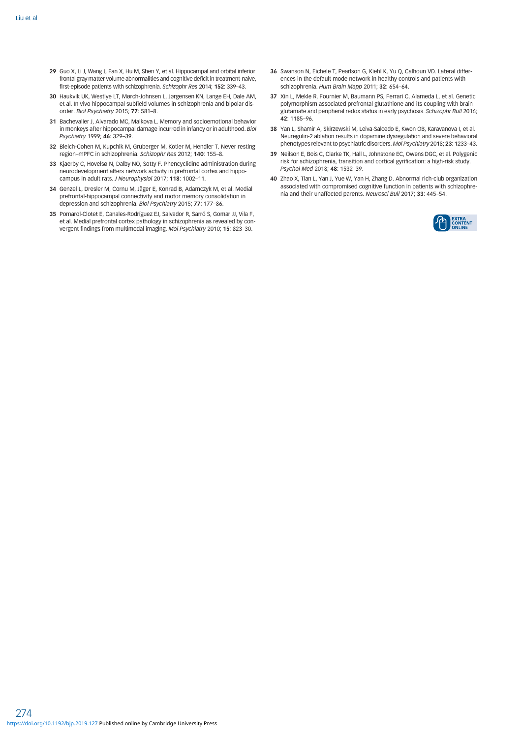29 Guo X, Li J, Wang J, Fan X, Hu M, Shen Y, et al. Hippocampal and orbital inferior frontal gray matter volume abnormalities and cognitive deficit in treatment-naive, first-episode patients with schizophrenia. *Schizophr Res* 2014; **152**: 339–43.

30 Haukvik UK, Westlye LT, Mørch-Johnsen L, Jørgensen KN, Lange EH, Dale AM, et al. In vivo hippocampal subfield volumes in schizophrenia and bipolar disorder. *Biol Psychiatry* 2015; **77**: 581–8.

31 Bachevalier J, Alvarado MC, Malkova L. Memory and socioemotional behavior in monkeys after hippocampal damage incurred in infancy or in adulthood. *Biol Psychiatry* 1999; **46**: 329–39.

32 Bleich-Cohen M, Kupchik M, Gruberger M, Kotler M, Hendler T. Never resting region–mPFC in schizophrenia. *Schizophr Res* 2012; **140**: 155–8.

33 Kjaerby C, Hovelsø N, Dalby NO, Sotty F. Phencyclidine administration during neurodevelopment alters network activity in prefrontal cortex and hippocampus in adult rats. *J Neurophysiol* 2017; **118**: 1002–11.

34 Genzel L, Dresler M, Cornu M, Jäger E, Konrad B, Adamczyk M, et al. Medial prefrontal-hippocampal connectivity and motor memory consolidation in depression and schizophrenia. *Biol Psychiatry* 2015; **77**: 177–86.

35 Pomarol-Clotet E, Canales-Rodríguez EJ, Salvador R, Sarró S, Gomar JJ, Vila F, et al. Medial prefrontal cortex pathology in schizophrenia as revealed by convergent findings from multimodal imaging. *Mol Psychiatry* 2010; **15**: 823–30.

36 Swanson N, Eichele T, Pearlson G, Kiehl K, Yu Q, Calhoun VD. Lateral differences in the default mode network in healthy controls and patients with schizophrenia. *Hum Brain Mapp* 2011; **32**: 654–64.

37 Xin L, Mekle R, Fournier M, Baumann PS, Ferrari C, Alameda L, et al. Genetic polymorphism associated prefrontal glutathione and its coupling with brain glutamate and peripheral redox status in early psychosis. *Schizophr Bull* 2016; **42**: 1185–96.

38 Yan L, Shamir A, Skirzewski M, Leiva-Salcedo E, Kwon OB, Karavanova I, et al. Neuregulin-2 ablation results in dopamine dysregulation and severe behavioral phenotypes relevant to psychiatric disorders. *Mol Psychiatry* 2018; **23**: 1233–43.

39 Neilson E, Bois C, Clarke TK, Hall L, Johnstone EC, Owens DGC, et al. Polygenic risk for schizophrenia, transition and cortical gyrification: a high-risk study. *Psychol Med* 2018; **48**: 1532–39.

40 Zhao X, Tian L, Yan J, Yue W, Yan H, Zhang D. Abnormal rich-club organization associated with compromised cognitive function in patients with schizophrenia and their unaffected parents. *Neurosci Bull* 2017; **33**: 445–54.

EXTRA CONTENT ONLINE